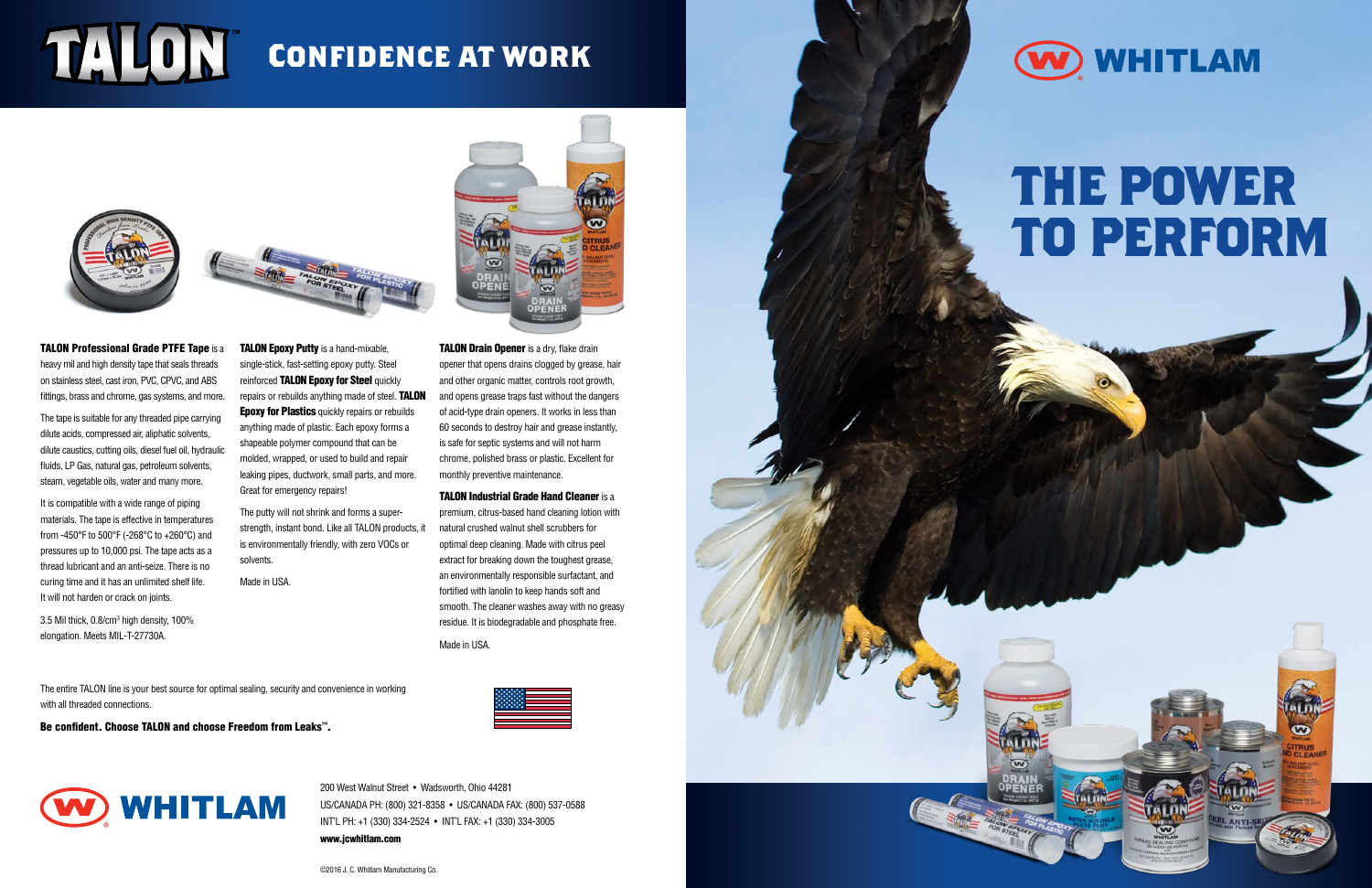# TALON™ CONFIDENCE AT WORK

**TALON Professional Grade PTFE Tape** is a heavy mil and high density tape that seals threads on stainless steel, cast iron, PVC, CPVC, and ABS fittings, brass and chrome, gas systems, and more.

The tape is suitable for any threaded pipe carrying dilute acids, compressed air, aliphatic solvents, dilute caustics, cutting oils, diesel fuel oil, hydraulic fluids, LP Gas, natural gas, petroleum solvents, steam, vegetable oils, water and many more.

It is compatible with a wide range of piping materials. The tape is effective in temperatures from -450°F to 500°F (-268°C to +260°C) and pressures up to 10,000 psi. The tape acts as a thread lubricant and an anti-seize. There is no curing time and it has an unlimited shelf life. It will not harden or crack on joints.

3.5 Mil thick, 0.8/cm³ high density, 100% elongation. Meets MIL-T-27730A.

**TALON Epoxy Putty** is a hand-mixable, single-stick, fast-setting epoxy putty. Steel reinforced **TALON Epoxy for Steel** quickly repairs or rebuilds anything made of steel. **TALON Epoxy for Plastics** quickly repairs or rebuilds anything made of plastic. Each epoxy forms a shapeable polymer compound that can be molded, wrapped, or used to build and repair leaking pipes, ductwork, small parts, and more. Great for emergency repairs!

The putty will not shrink and forms a super-strength, instant bond. Like all TALON products, it is environmentally friendly, with zero VOCs or solvents.

Made in USA.

**TALON Drain Opener** is a dry, flake drain opener that opens drains clogged by grease, hair and other organic matter, controls root growth, and opens grease traps fast without the dangers of acid-type drain openers. It works in less than 60 seconds to destroy hair and grease instantly, is safe for septic systems and will not harm chrome, polished brass or plastic. Excellent for monthly preventive maintenance.

**TALON Industrial Grade Hand Cleaner** is a premium, citrus-based hand cleaning lotion with natural crushed walnut shell scrubbers for optimal deep cleaning. Made with citrus peel extract for breaking down the toughest grease, an environmentally responsible surfactant, and fortified with lanolin to keep hands soft and smooth. The cleaner washes away with no greasy residue. It is biodegradable and phosphate free.

Made in USA.

The entire TALON line is your best source for optimal sealing, security and convenience in working with all threaded connections.

**Be confident. Choose TALON and choose Freedom from Leaks™.**

WHITLAM

200 West Walnut Street • Wadsworth, Ohio 44281
US/CANADA PH: (800) 321-8358 • US/CANADA FAX: (800) 537-0588
INT'L PH: +1 (330) 334-2524 • INT'L FAX: +1 (330) 334-3005
**www.jcwhitlam.com**

©2016 J. C. Whitlam Manufacturing Co.

WHITLAM

# THE POWER TO PERFORM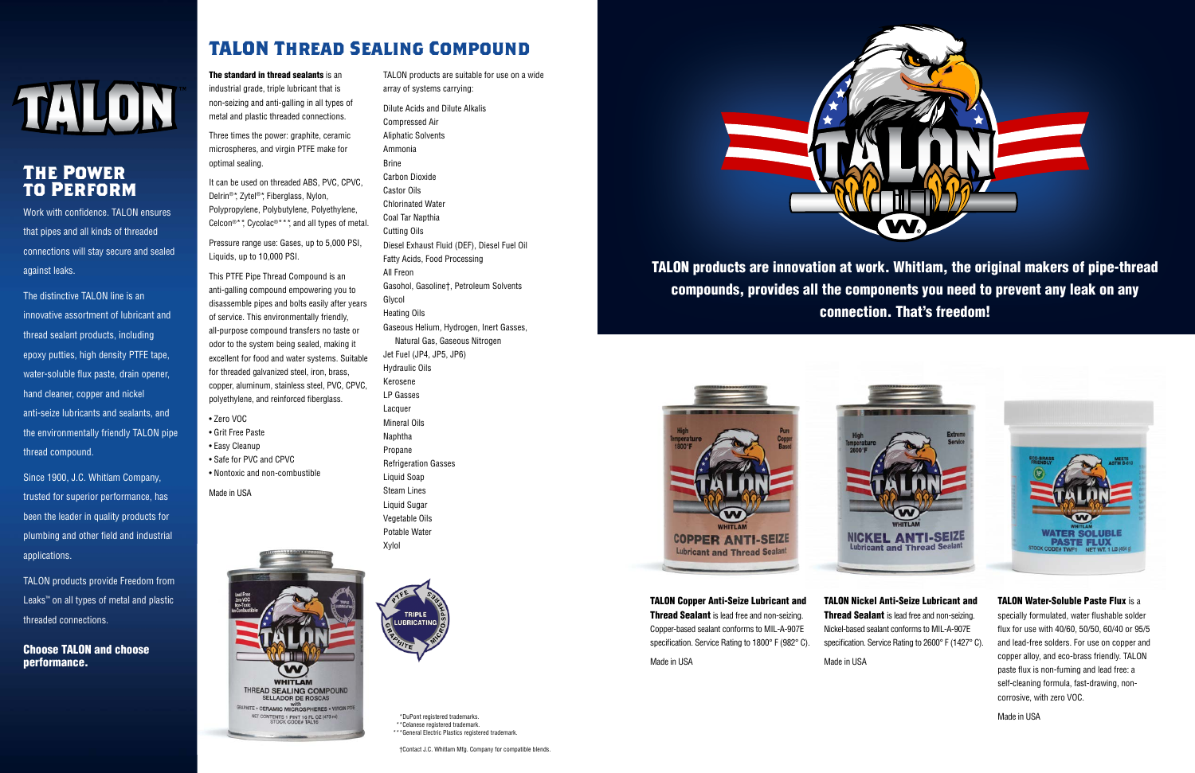# TALON

## The Power to Perform

Work with confidence. TALON ensures that pipes and all kinds of threaded connections will stay secure and sealed against leaks.

The distinctive TALON line is an innovative assortment of lubricant and thread sealant products, including epoxy putties, high density PTFE tape, water-soluble flux paste, drain opener, hand cleaner, copper and nickel anti-seize lubricants and sealants, and the environmentally friendly TALON pipe thread compound.

Since 1900, J.C. Whitlam Company, trusted for superior performance, has been the leader in quality products for plumbing and other field and industrial applications.

TALON products provide Freedom from Leaks™ on all types of metal and plastic threaded connections.

**Choose TALON and choose performance.**

## TALON Thread Sealing Compound

**The standard in thread sealants** is an industrial grade, triple lubricant that is non-seizing and anti-galling in all types of metal and plastic threaded connections.

Three times the power: graphite, ceramic microspheres, and virgin PTFE make for optimal sealing.

It can be used on threaded ABS, PVC, CPVC, Delrin®*, Zytel®*, Fiberglass, Nylon, Polypropylene, Polybutylene, Polyethylene, Celcon®**, Cycolac®***, and all types of metal.

Pressure range use: Gases, up to 5,000 PSI, Liquids, up to 10,000 PSI.

This PTFE Pipe Thread Compound is an anti-galling compound empowering you to disassemble pipes and bolts easily after years of service. This environmentally friendly, all-purpose compound transfers no taste or odor to the system being sealed, making it excellent for food and water systems. Suitable for threaded galvanized steel, iron, brass, copper, aluminum, stainless steel, PVC, CPVC, polyethylene, and reinforced fiberglass.

- Zero VOC
- Grit Free Paste
- Easy Cleanup
- Safe for PVC and CPVC
- Nontoxic and non-combustible

Made in USA

TALON products are suitable for use on a wide array of systems carrying:

Dilute Acids and Dilute Alkalis
Compressed Air
Aliphatic Solvents
Ammonia
Brine
Carbon Dioxide
Castor Oils
Chlorinated Water
Coal Tar Napthia
Cutting Oils
Diesel Exhaust Fluid (DEF), Diesel Fuel Oil
Fatty Acids, Food Processing
All Freon
Gasohol, Gasoline†, Petroleum Solvents
Glycol
Heating Oils
Gaseous Helium, Hydrogen, Inert Gasses, Natural Gas, Gaseous Nitrogen
Jet Fuel (JP4, JP5, JP6)
Hydraulic Oils
Kerosene
LP Gasses
Lacquer
Mineral Oils
Naphtha
Propane
Refrigeration Gasses
Liquid Soap
Steam Lines
Liquid Sugar
Vegetable Oils
Potable Water
Xylol

*DuPont registered trademarks.
**Celanese registered trademark.
***General Electric Plastics registered trademark.

†Contact J.C. Whitlam Mfg. Company for compatible blends.

**TALON products are innovation at work. Whitlam, the original makers of pipe-thread compounds, provides all the components you need to prevent any leak on any connection. That's freedom!**

**TALON Copper Anti-Seize Lubricant and Thread Sealant** is lead free and non-seizing. Copper-based sealant conforms to MIL-A-907E specification. Service Rating to 1800° F (982° C).

Made in USA

**TALON Nickel Anti-Seize Lubricant and Thread Sealant** is lead free and non-seizing. Nickel-based sealant conforms to MIL-A-907E specification. Service Rating to 2600° F (1427° C).

Made in USA

**TALON Water-Soluble Paste Flux** is a specially formulated, water flushable solder flux for use with 40/60, 50/50, 60/40 or 95/5 and lead-free solders. For use on copper and copper alloy, and eco-brass friendly. TALON paste flux is non-fuming and lead free: a self-cleaning formula, fast-drawing, non-corrosive, with zero VOC.

Made in USA